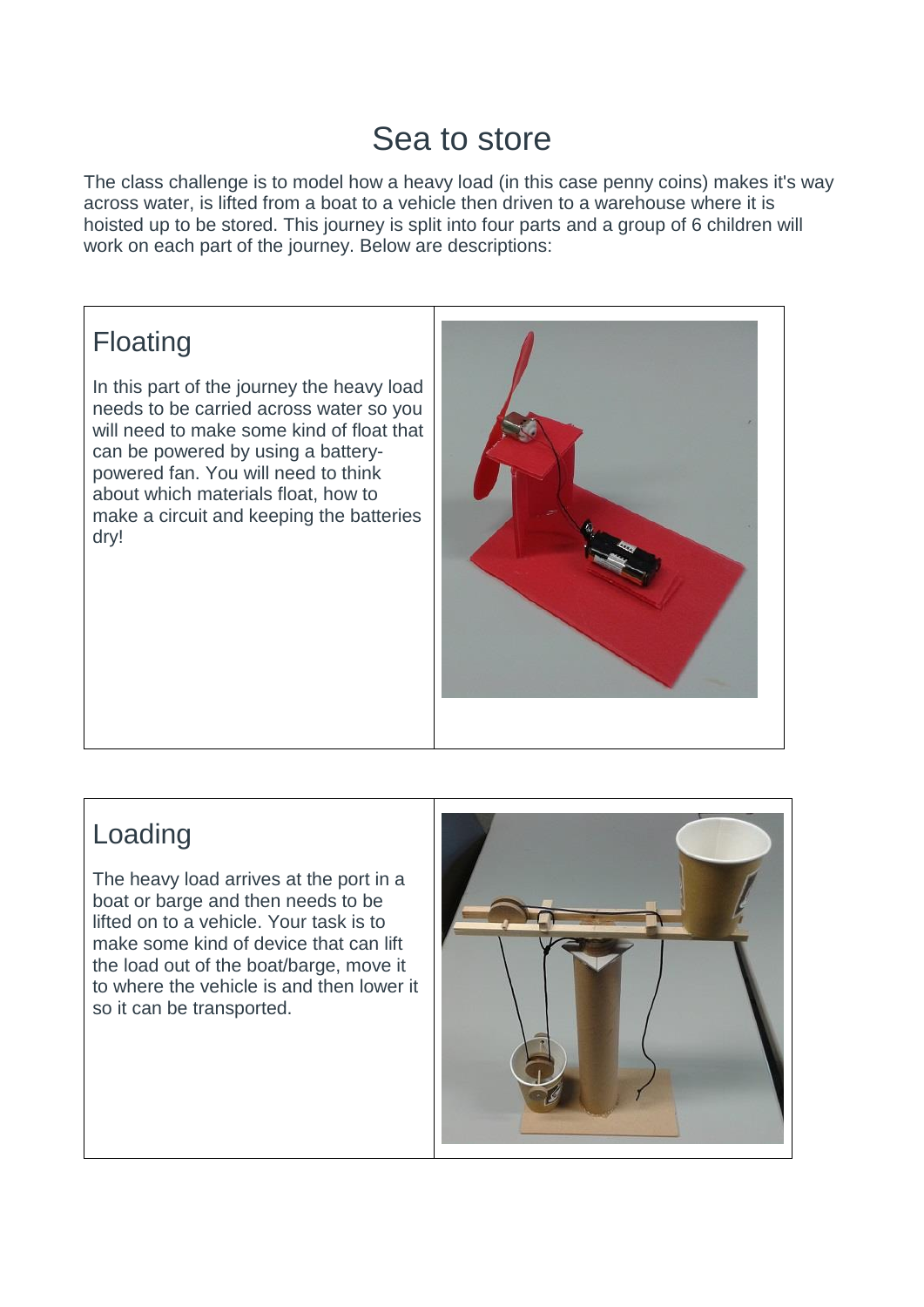# Sea to store

The class challenge is to model how a heavy load (in this case penny coins) makes it's way across water, is lifted from a boat to a vehicle then driven to a warehouse where it is hoisted up to be stored. This journey is split into four parts and a group of 6 children will work on each part of the journey. Below are descriptions:

## Floating

In this part of the journey the heavy load needs to be carried across water so you will need to make some kind of float that can be powered by using a battery-powered fan. You will need to think about which materials float, how to make a circuit and keeping the batteries dry!

## Loading

The heavy load arrives at the port in a boat or barge and then needs to be lifted on to a vehicle. Your task is to make some kind of device that can lift the load out of the boat/barge, move it to where the vehicle is and then lower it so it can be transported.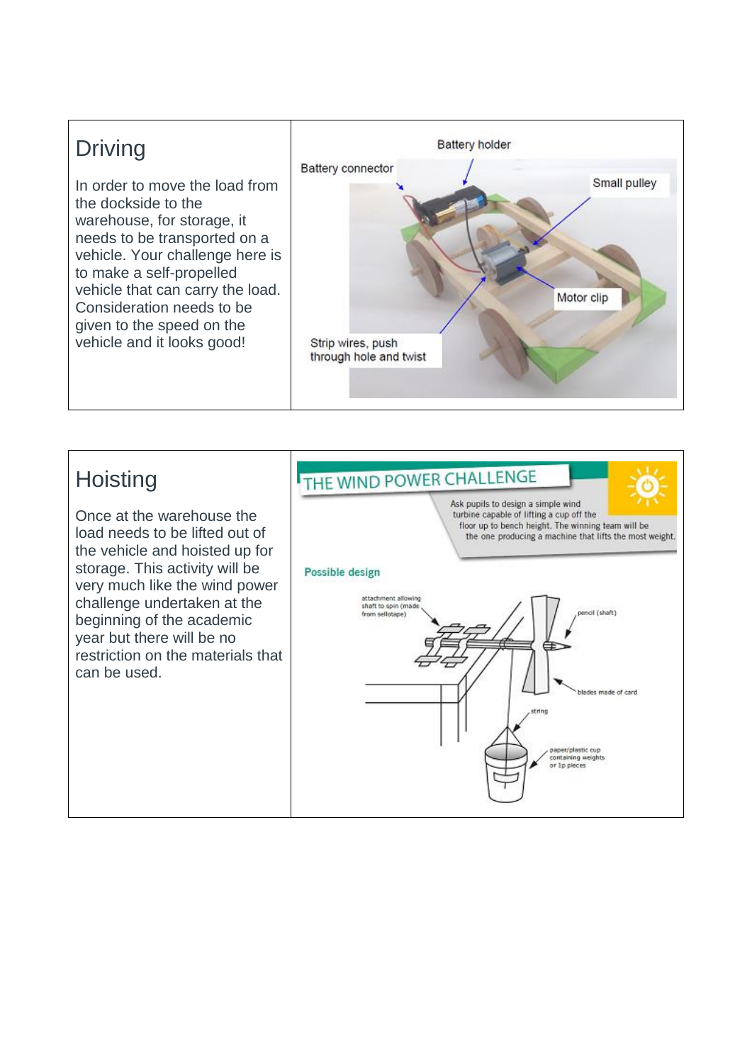## Driving

In order to move the load from the dockside to the warehouse, for storage, it needs to be transported on a vehicle. Your challenge here is to make a self-propelled vehicle that can carry the load. Consideration needs to be given to the speed on the vehicle and it looks good!

Battery holder

Battery connector

Small pulley

Motor clip

Strip wires, push through hole and twist

## Hoisting

Once at the warehouse the load needs to be lifted out of the vehicle and hoisted up for storage. This activity will be very much like the wind power challenge undertaken at the beginning of the academic year but there will be no restriction on the materials that can be used.

THE WIND POWER CHALLENGE

Ask pupils to design a simple wind turbine capable of lifting a cup off the floor up to bench height. The winning team will be the one producing a machine that lifts the most weight.

Possible design

attachment allowing shaft to spin (made from sellotape)

pencil (shaft)

blades made of card

string

paper/plastic cup containing weights or 1p pieces